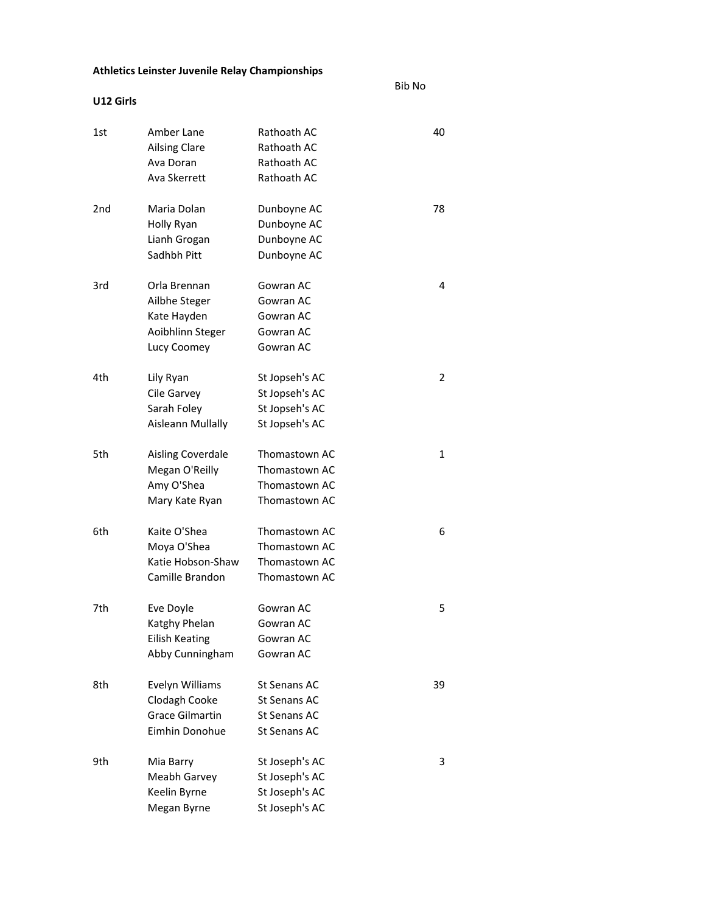**Athletics Leinster Juvenile Relay Championships**

**U12 Girls**

| Place | Name | Club | Bib No |
|---|---|---|---|
| 1st | Amber Lane | Rathoath AC | 40 |
| | Ailsing Clare | Rathoath AC | |
| | Ava Doran | Rathoath AC | |
| | Ava Skerrett | Rathoath AC | |
| 2nd | Maria Dolan | Dunboyne AC | 78 |
| | Holly Ryan | Dunboyne AC | |
| | Lianh Grogan | Dunboyne AC | |
| | Sadhbh Pitt | Dunboyne AC | |
| 3rd | Orla Brennan | Gowran AC | 4 |
| | Ailbhe Steger | Gowran AC | |
| | Kate Hayden | Gowran AC | |
| | Aoibhlinn Steger | Gowran AC | |
| | Lucy Coomey | Gowran AC | |
| 4th | Lily Ryan | St Jopseh's AC | 2 |
| | Cile Garvey | St Jopseh's AC | |
| | Sarah Foley | St Jopseh's AC | |
| | Aisleann Mullally | St Jopseh's AC | |
| 5th | Aisling Coverdale | Thomastown AC | 1 |
| | Megan O'Reilly | Thomastown AC | |
| | Amy O'Shea | Thomastown AC | |
| | Mary Kate Ryan | Thomastown AC | |
| 6th | Kaite O'Shea | Thomastown AC | 6 |
| | Moya O'Shea | Thomastown AC | |
| | Katie Hobson-Shaw | Thomastown AC | |
| | Camille Brandon | Thomastown AC | |
| 7th | Eve Doyle | Gowran AC | 5 |
| | Katghy Phelan | Gowran AC | |
| | Eilish Keating | Gowran AC | |
| | Abby Cunningham | Gowran AC | |
| 8th | Evelyn Williams | St Senans AC | 39 |
| | Clodagh Cooke | St Senans AC | |
| | Grace Gilmartin | St Senans AC | |
| | Eimhin Donohue | St Senans AC | |
| 9th | Mia Barry | St Joseph's AC | 3 |
| | Meabh Garvey | St Joseph's AC | |
| | Keelin Byrne | St Joseph's AC | |
| | Megan Byrne | St Joseph's AC | |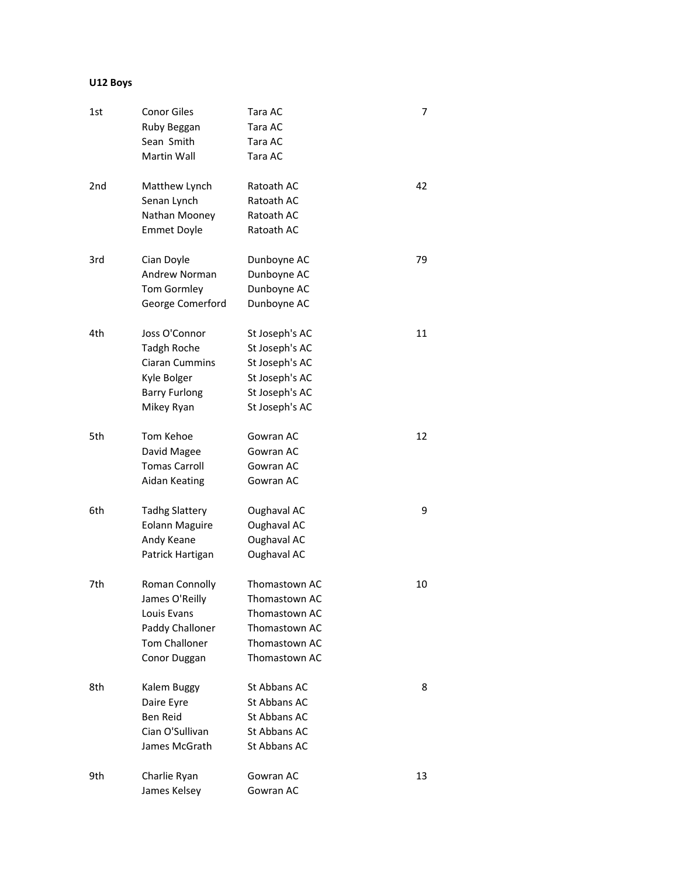**U12 Boys**

| Place | Name | Club | Points |
|---|---|---|---|
| 1st | Conor Giles | Tara AC | 7 |
| | Ruby Beggan | Tara AC | |
| | Sean Smith | Tara AC | |
| | Martin Wall | Tara AC | |
| 2nd | Matthew Lynch | Ratoath AC | 42 |
| | Senan Lynch | Ratoath AC | |
| | Nathan Mooney | Ratoath AC | |
| | Emmet Doyle | Ratoath AC | |
| 3rd | Cian Doyle | Dunboyne AC | 79 |
| | Andrew Norman | Dunboyne AC | |
| | Tom Gormley | Dunboyne AC | |
| | George Comerford | Dunboyne AC | |
| 4th | Joss O'Connor | St Joseph's AC | 11 |
| | Tadgh Roche | St Joseph's AC | |
| | Ciaran Cummins | St Joseph's AC | |
| | Kyle Bolger | St Joseph's AC | |
| | Barry Furlong | St Joseph's AC | |
| | Mikey Ryan | St Joseph's AC | |
| 5th | Tom Kehoe | Gowran AC | 12 |
| | David Magee | Gowran AC | |
| | Tomas Carroll | Gowran AC | |
| | Aidan Keating | Gowran AC | |
| 6th | Tadhg Slattery | Oughaval AC | 9 |
| | Eolann Maguire | Oughaval AC | |
| | Andy Keane | Oughaval AC | |
| | Patrick Hartigan | Oughaval AC | |
| 7th | Roman Connolly | Thomastown AC | 10 |
| | James O'Reilly | Thomastown AC | |
| | Louis Evans | Thomastown AC | |
| | Paddy Challoner | Thomastown AC | |
| | Tom Challoner | Thomastown AC | |
| | Conor Duggan | Thomastown AC | |
| 8th | Kalem Buggy | St Abbans AC | 8 |
| | Daire Eyre | St Abbans AC | |
| | Ben Reid | St Abbans AC | |
| | Cian O'Sullivan | St Abbans AC | |
| | James McGrath | St Abbans AC | |
| 9th | Charlie Ryan | Gowran AC | 13 |
| | James Kelsey | Gowran AC | |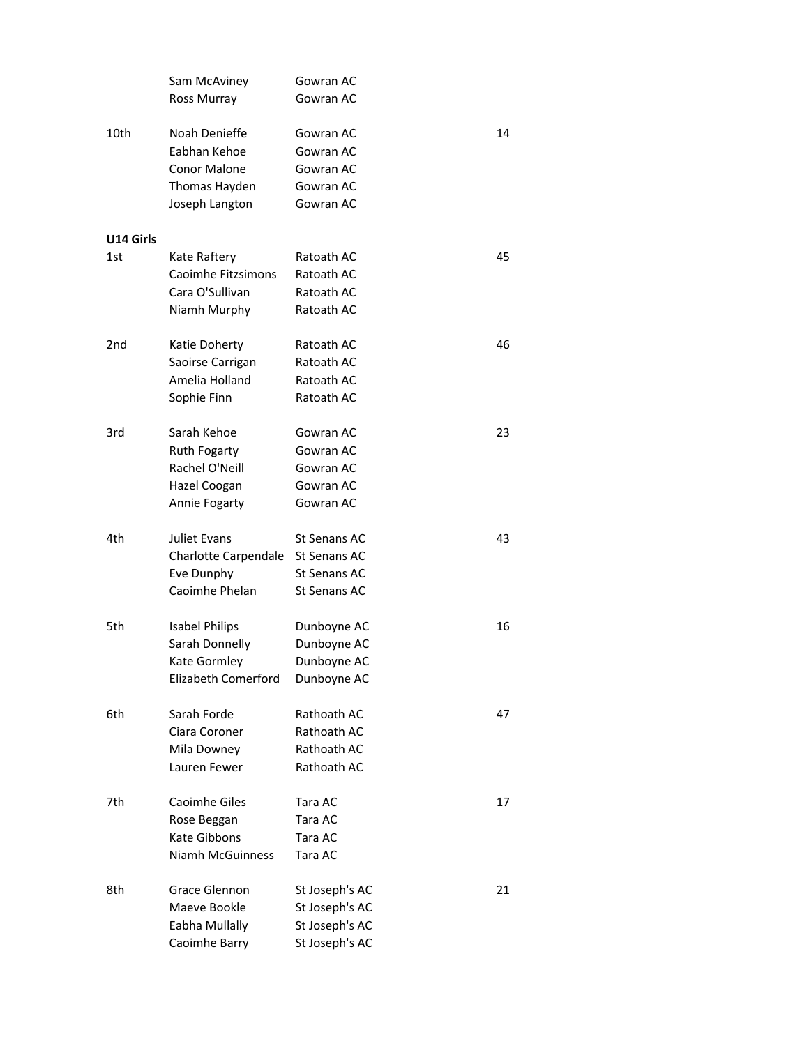| | Name | Club | Score |
|---|---|---|---|
| | Sam McAviney | Gowran AC | |
| | Ross Murray | Gowran AC | |
| 10th | Noah Denieffe | Gowran AC | 14 |
| | Eabhan Kehoe | Gowran AC | |
| | Conor Malone | Gowran AC | |
| | Thomas Hayden | Gowran AC | |
| | Joseph Langton | Gowran AC | |

**U14 Girls**

| | Name | Club | Score |
|---|---|---|---|
| 1st | Kate Raftery | Ratoath AC | 45 |
| | Caoimhe Fitzsimons | Ratoath AC | |
| | Cara O'Sullivan | Ratoath AC | |
| | Niamh Murphy | Ratoath AC | |
| 2nd | Katie Doherty | Ratoath AC | 46 |
| | Saoirse Carrigan | Ratoath AC | |
| | Amelia Holland | Ratoath AC | |
| | Sophie Finn | Ratoath AC | |
| 3rd | Sarah Kehoe | Gowran AC | 23 |
| | Ruth Fogarty | Gowran AC | |
| | Rachel O'Neill | Gowran AC | |
| | Hazel Coogan | Gowran AC | |
| | Annie Fogarty | Gowran AC | |
| 4th | Juliet Evans | St Senans AC | 43 |
| | Charlotte Carpendale | St Senans AC | |
| | Eve Dunphy | St Senans AC | |
| | Caoimhe Phelan | St Senans AC | |
| 5th | Isabel Philips | Dunboyne AC | 16 |
| | Sarah Donnelly | Dunboyne AC | |
| | Kate Gormley | Dunboyne AC | |
| | Elizabeth Comerford | Dunboyne AC | |
| 6th | Sarah Forde | Rathoath AC | 47 |
| | Ciara Coroner | Rathoath AC | |
| | Mila Downey | Rathoath AC | |
| | Lauren Fewer | Rathoath AC | |
| 7th | Caoimhe Giles | Tara AC | 17 |
| | Rose Beggan | Tara AC | |
| | Kate Gibbons | Tara AC | |
| | Niamh McGuinness | Tara AC | |
| 8th | Grace Glennon | St Joseph's AC | 21 |
| | Maeve Bookle | St Joseph's AC | |
| | Eabha Mullally | St Joseph's AC | |
| | Caoimhe Barry | St Joseph's AC | |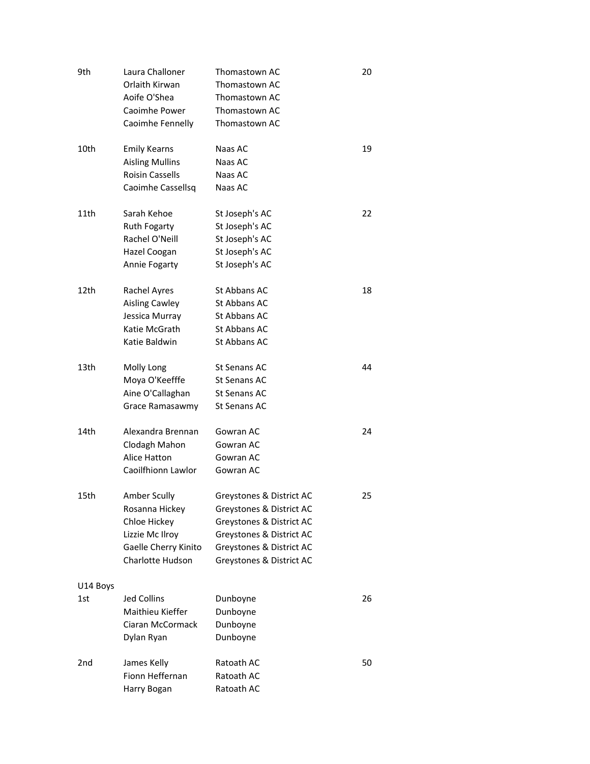| Place | Name | Club | Points |
|---|---|---|---|
| 9th | Laura Challoner | Thomastown AC | 20 |
| | Orlaith Kirwan | Thomastown AC | |
| | Aoife O'Shea | Thomastown AC | |
| | Caoimhe Power | Thomastown AC | |
| | Caoimhe Fennelly | Thomastown AC | |
| 10th | Emily Kearns | Naas AC | 19 |
| | Aisling Mullins | Naas AC | |
| | Roisin Cassells | Naas AC | |
| | Caoimhe Cassellsq | Naas AC | |
| 11th | Sarah Kehoe | St Joseph's AC | 22 |
| | Ruth Fogarty | St Joseph's AC | |
| | Rachel O'Neill | St Joseph's AC | |
| | Hazel Coogan | St Joseph's AC | |
| | Annie Fogarty | St Joseph's AC | |
| 12th | Rachel Ayres | St Abbans AC | 18 |
| | Aisling Cawley | St Abbans AC | |
| | Jessica Murray | St Abbans AC | |
| | Katie McGrath | St Abbans AC | |
| | Katie Baldwin | St Abbans AC | |
| 13th | Molly Long | St Senans AC | 44 |
| | Moya O'Keefffe | St Senans AC | |
| | Aine O'Callaghan | St Senans AC | |
| | Grace Ramasawmy | St Senans AC | |
| 14th | Alexandra Brennan | Gowran AC | 24 |
| | Clodagh Mahon | Gowran AC | |
| | Alice Hatton | Gowran AC | |
| | Caoilfhionn Lawlor | Gowran AC | |
| 15th | Amber Scully | Greystones & District AC | 25 |
| | Rosanna Hickey | Greystones & District AC | |
| | Chloe Hickey | Greystones & District AC | |
| | Lizzie Mc Ilroy | Greystones & District AC | |
| | Gaelle Cherry Kinito | Greystones & District AC | |
| | Charlotte Hudson | Greystones & District AC | |

U14 Boys

| Place | Name | Club | Points |
|---|---|---|---|
| 1st | Jed Collins | Dunboyne | 26 |
| | Maithieu Kieffer | Dunboyne | |
| | Ciaran McCormack | Dunboyne | |
| | Dylan Ryan | Dunboyne | |
| 2nd | James Kelly | Ratoath AC | 50 |
| | Fionn Heffernan | Ratoath AC | |
| | Harry Bogan | Ratoath AC | |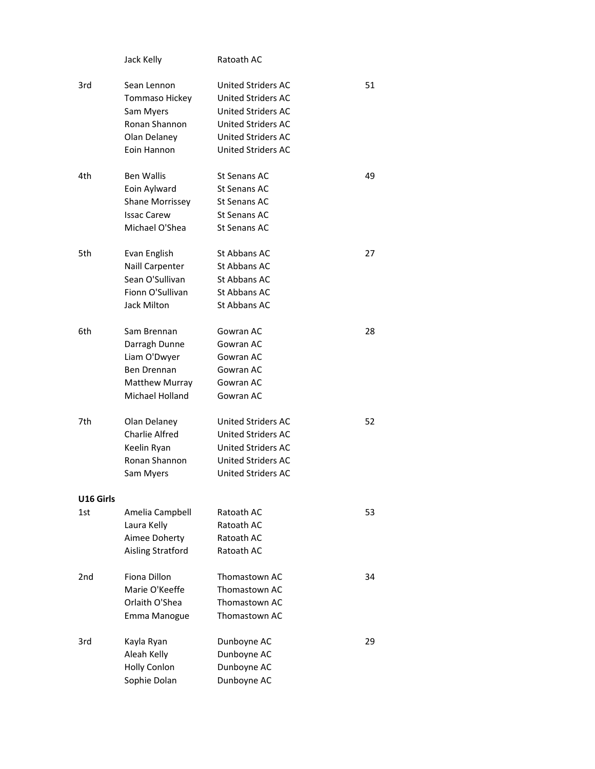| Place | Name | Club | Points |
|---|---|---|---|
| | Jack Kelly | Ratoath AC | |
| 3rd | Sean Lennon | United Striders AC | 51 |
| | Tommaso Hickey | United Striders AC | |
| | Sam Myers | United Striders AC | |
| | Ronan Shannon | United Striders AC | |
| | Olan Delaney | United Striders AC | |
| | Eoin Hannon | United Striders AC | |
| 4th | Ben Wallis | St Senans AC | 49 |
| | Eoin Aylward | St Senans AC | |
| | Shane Morrissey | St Senans AC | |
| | Issac Carew | St Senans AC | |
| | Michael O'Shea | St Senans AC | |
| 5th | Evan English | St Abbans AC | 27 |
| | Naill Carpenter | St Abbans AC | |
| | Sean O'Sullivan | St Abbans AC | |
| | Fionn O'Sullivan | St Abbans AC | |
| | Jack Milton | St Abbans AC | |
| 6th | Sam Brennan | Gowran AC | 28 |
| | Darragh Dunne | Gowran AC | |
| | Liam O'Dwyer | Gowran AC | |
| | Ben Drennan | Gowran AC | |
| | Matthew Murray | Gowran AC | |
| | Michael Holland | Gowran AC | |
| 7th | Olan Delaney | United Striders AC | 52 |
| | Charlie Alfred | United Striders AC | |
| | Keelin Ryan | United Striders AC | |
| | Ronan Shannon | United Striders AC | |
| | Sam Myers | United Striders AC | |

**U16 Girls**

| Place | Name | Club | Points |
|---|---|---|---|
| 1st | Amelia Campbell | Ratoath AC | 53 |
| | Laura Kelly | Ratoath AC | |
| | Aimee Doherty | Ratoath AC | |
| | Aisling Stratford | Ratoath AC | |
| 2nd | Fiona Dillon | Thomastown AC | 34 |
| | Marie O'Keeffe | Thomastown AC | |
| | Orlaith O'Shea | Thomastown AC | |
| | Emma Manogue | Thomastown AC | |
| 3rd | Kayla Ryan | Dunboyne AC | 29 |
| | Aleah Kelly | Dunboyne AC | |
| | Holly Conlon | Dunboyne AC | |
| | Sophie Dolan | Dunboyne AC | |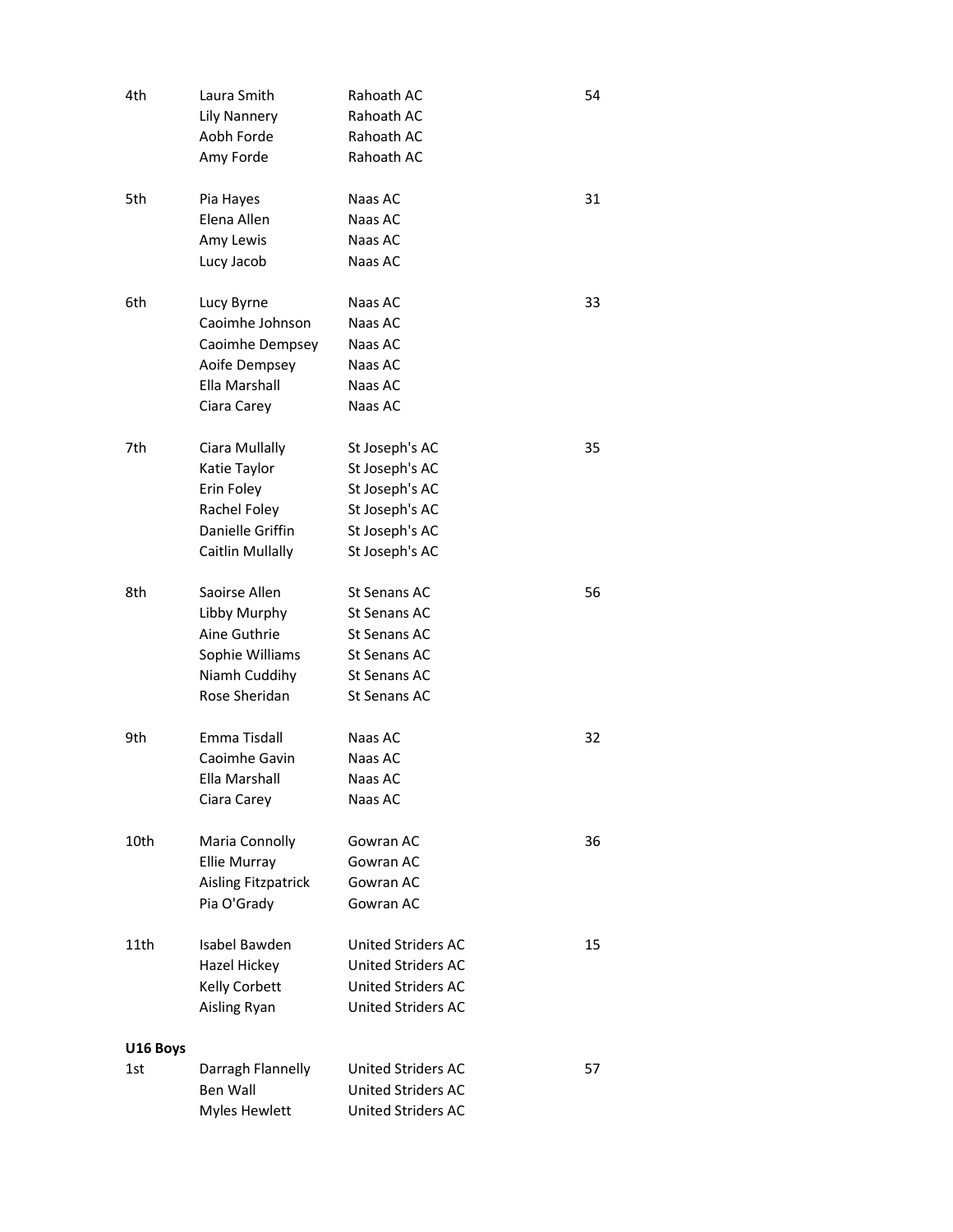| | | | |
|---|---|---|---|
| 4th | Laura Smith | Rahoath AC | 54 |
| | Lily Nannery | Rahoath AC | |
| | Aobh Forde | Rahoath AC | |
| | Amy Forde | Rahoath AC | |
| 5th | Pia Hayes | Naas AC | 31 |
| | Elena Allen | Naas AC | |
| | Amy Lewis | Naas AC | |
| | Lucy Jacob | Naas AC | |
| 6th | Lucy Byrne | Naas AC | 33 |
| | Caoimhe Johnson | Naas AC | |
| | Caoimhe Dempsey | Naas AC | |
| | Aoife Dempsey | Naas AC | |
| | Ella Marshall | Naas AC | |
| | Ciara Carey | Naas AC | |
| 7th | Ciara Mullally | St Joseph's AC | 35 |
| | Katie Taylor | St Joseph's AC | |
| | Erin Foley | St Joseph's AC | |
| | Rachel Foley | St Joseph's AC | |
| | Danielle Griffin | St Joseph's AC | |
| | Caitlin Mullally | St Joseph's AC | |
| 8th | Saoirse Allen | St Senans AC | 56 |
| | Libby Murphy | St Senans AC | |
| | Aine Guthrie | St Senans AC | |
| | Sophie Williams | St Senans AC | |
| | Niamh Cuddihy | St Senans AC | |
| | Rose Sheridan | St Senans AC | |
| 9th | Emma Tisdall | Naas AC | 32 |
| | Caoimhe Gavin | Naas AC | |
| | Ella Marshall | Naas AC | |
| | Ciara Carey | Naas AC | |
| 10th | Maria Connolly | Gowran AC | 36 |
| | Ellie Murray | Gowran AC | |
| | Aisling Fitzpatrick | Gowran AC | |
| | Pia O'Grady | Gowran AC | |
| 11th | Isabel Bawden | United Striders AC | 15 |
| | Hazel Hickey | United Striders AC | |
| | Kelly Corbett | United Striders AC | |
| | Aisling Ryan | United Striders AC | |

**U16 Boys**

| | | | |
|---|---|---|---|
| 1st | Darragh Flannelly | United Striders AC | 57 |
| | Ben Wall | United Striders AC | |
| | Myles Hewlett | United Striders AC | |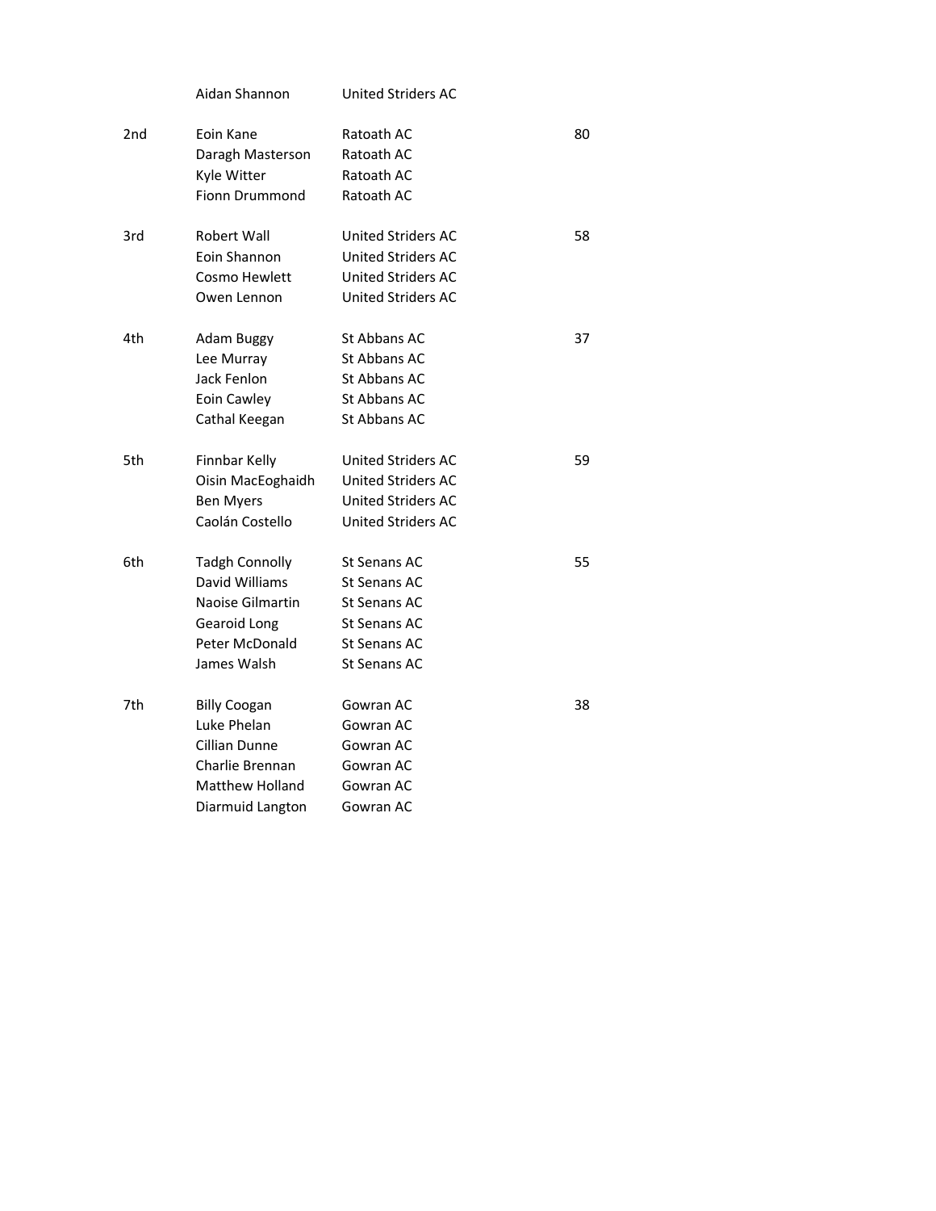| | | | |
|---|---|---|---|
| | Aidan Shannon | United Striders AC | |
| 2nd | Eoin Kane | Ratoath AC | 80 |
| | Daragh Masterson | Ratoath AC | |
| | Kyle Witter | Ratoath AC | |
| | Fionn Drummond | Ratoath AC | |
| 3rd | Robert Wall | United Striders AC | 58 |
| | Eoin Shannon | United Striders AC | |
| | Cosmo Hewlett | United Striders AC | |
| | Owen Lennon | United Striders AC | |
| 4th | Adam Buggy | St Abbans AC | 37 |
| | Lee Murray | St Abbans AC | |
| | Jack Fenlon | St Abbans AC | |
| | Eoin Cawley | St Abbans AC | |
| | Cathal Keegan | St Abbans AC | |
| 5th | Finnbar Kelly | United Striders AC | 59 |
| | Oisin MacEoghaidh | United Striders AC | |
| | Ben Myers | United Striders AC | |
| | Caolán Costello | United Striders AC | |
| 6th | Tadgh Connolly | St Senans AC | 55 |
| | David Williams | St Senans AC | |
| | Naoise Gilmartin | St Senans AC | |
| | Gearoid Long | St Senans AC | |
| | Peter McDonald | St Senans AC | |
| | James Walsh | St Senans AC | |
| 7th | Billy Coogan | Gowran AC | 38 |
| | Luke Phelan | Gowran AC | |
| | Cillian Dunne | Gowran AC | |
| | Charlie Brennan | Gowran AC | |
| | Matthew Holland | Gowran AC | |
| | Diarmuid Langton | Gowran AC | |